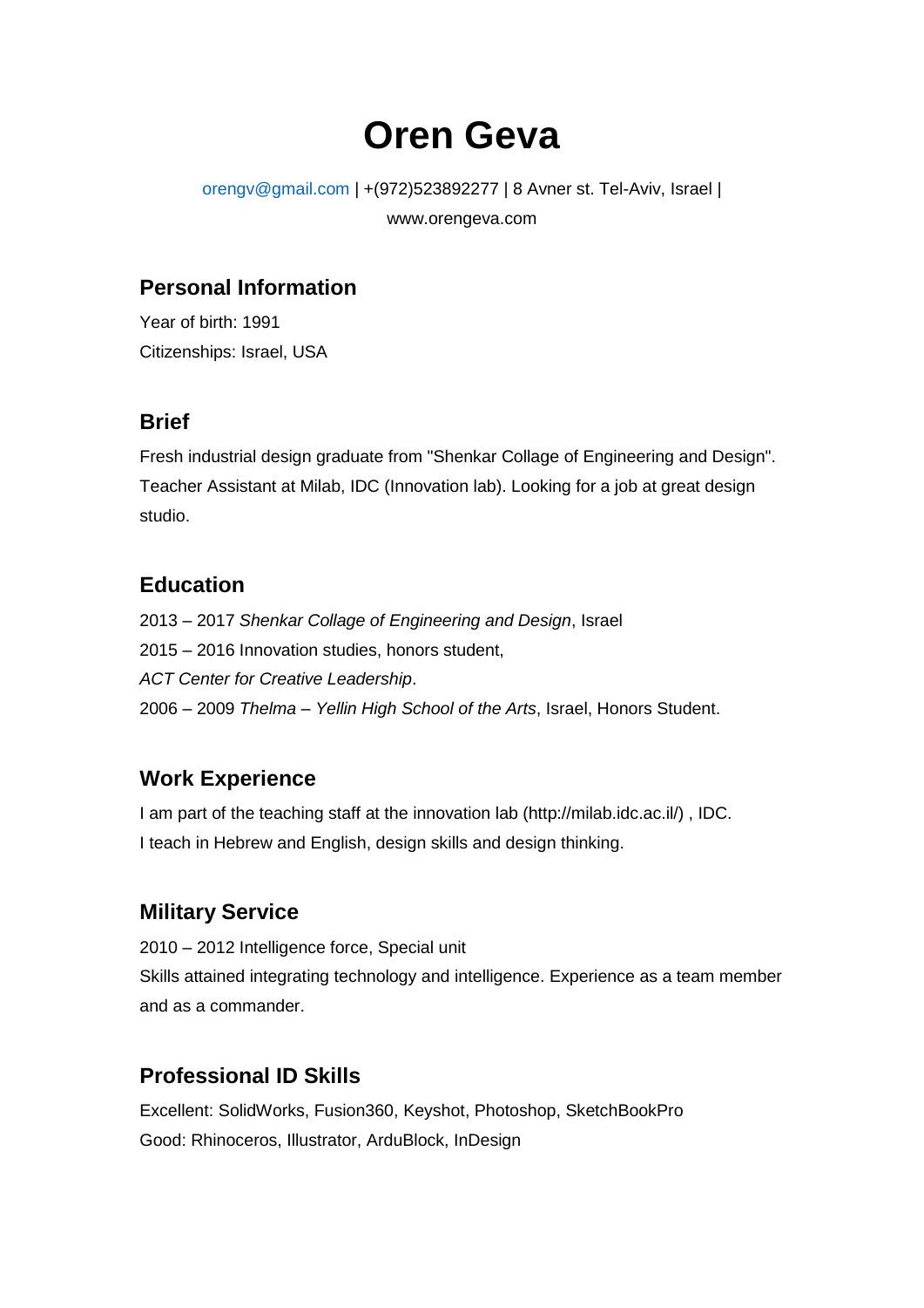# Oren Geva

orengv@gmail.com | +(972)523892277 | 8 Avner st. Tel-Aviv, Israel | www.orengeva.com

## Personal Information

Year of birth: 1991
Citizenships: Israel, USA

## Brief

Fresh industrial design graduate from "Shenkar Collage of Engineering and Design". Teacher Assistant at Milab, IDC (Innovation lab). Looking for a job at great design studio.

## Education

2013 – 2017 *Shenkar Collage of Engineering and Design*, Israel
2015 – 2016 Innovation studies, honors student,
*ACT Center for Creative Leadership*.
2006 – 2009 *Thelma – Yellin High School of the Arts*, Israel, Honors Student.

## Work Experience

I am part of the teaching staff at the innovation lab (http://milab.idc.ac.il/) , IDC.
I teach in Hebrew and English, design skills and design thinking.

## Military Service

2010 – 2012 Intelligence force, Special unit
Skills attained integrating technology and intelligence. Experience as a team member and as a commander.

## Professional ID Skills

Excellent: SolidWorks, Fusion360, Keyshot, Photoshop, SketchBookPro
Good: Rhinoceros, Illustrator, ArduBlock, InDesign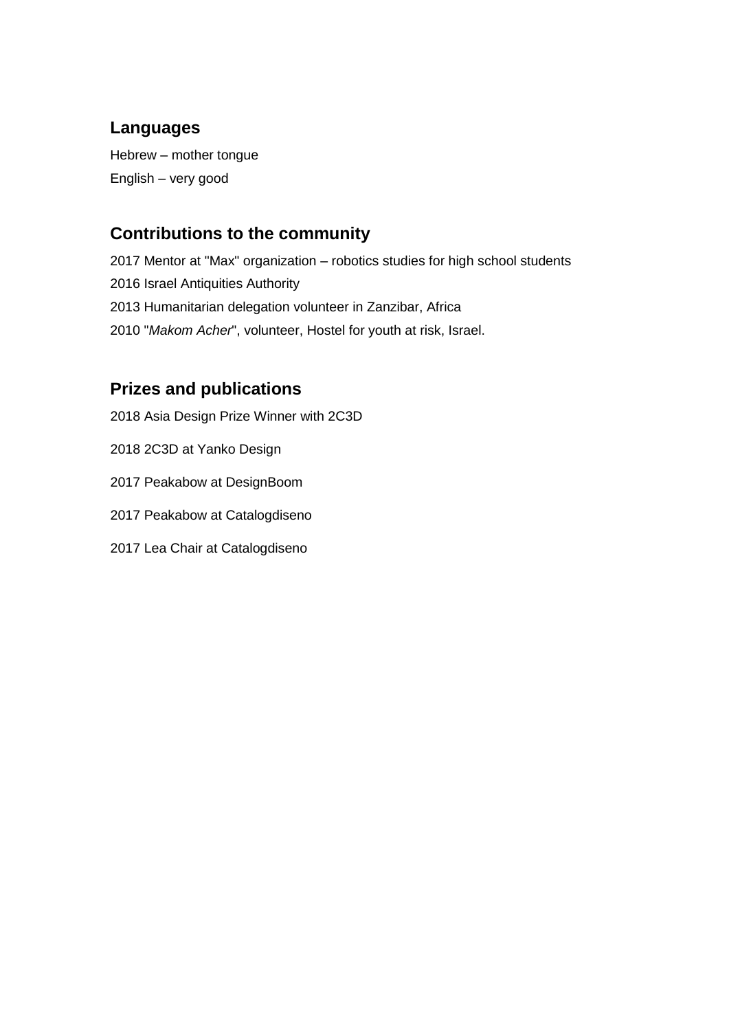## Languages

Hebrew – mother tongue

English – very good

## Contributions to the community

2017 Mentor at "Max" organization – robotics studies for high school students

2016 Israel Antiquities Authority

2013 Humanitarian delegation volunteer in Zanzibar, Africa

2010 "*Makom Acher*", volunteer, Hostel for youth at risk, Israel.

## Prizes and publications

2018 Asia Design Prize Winner with 2C3D

2018 2C3D at Yanko Design

2017 Peakabow at DesignBoom

2017 Peakabow at Catalogdiseno

2017 Lea Chair at Catalogdiseno